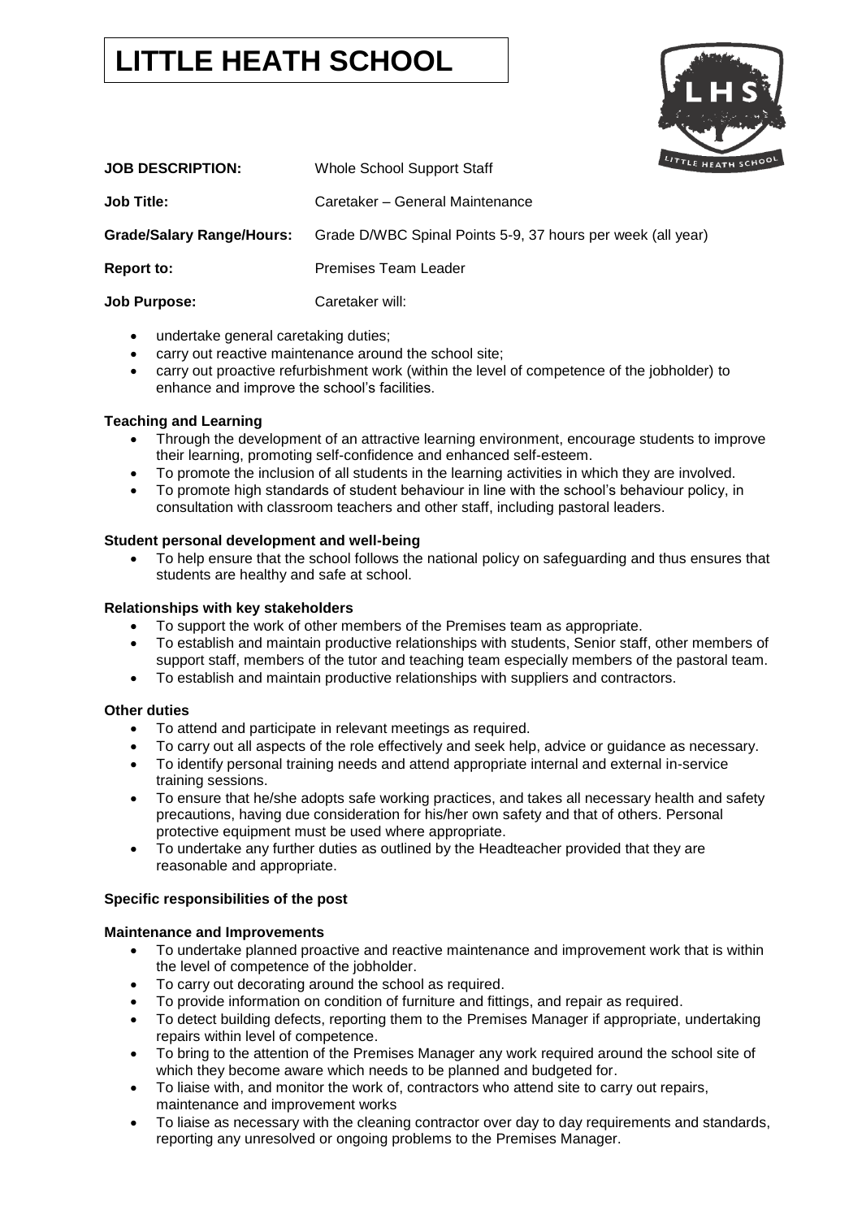# LITTLE HEATH SCHOOL

| | |
|---|---|
| **JOB DESCRIPTION:** | Whole School Support Staff |
| **Job Title:** | Caretaker – General Maintenance |
| **Grade/Salary Range/Hours:** | Grade D/WBC Spinal Points 5-9, 37 hours per week (all year) |
| **Report to:** | Premises Team Leader |
| **Job Purpose:** | Caretaker will: |

- undertake general caretaking duties;
- carry out reactive maintenance around the school site;
- carry out proactive refurbishment work (within the level of competence of the jobholder) to enhance and improve the school's facilities.

**Teaching and Learning**

- Through the development of an attractive learning environment, encourage students to improve their learning, promoting self-confidence and enhanced self-esteem.
- To promote the inclusion of all students in the learning activities in which they are involved.
- To promote high standards of student behaviour in line with the school's behaviour policy, in consultation with classroom teachers and other staff, including pastoral leaders.

**Student personal development and well-being**

- To help ensure that the school follows the national policy on safeguarding and thus ensures that students are healthy and safe at school.

**Relationships with key stakeholders**

- To support the work of other members of the Premises team as appropriate.
- To establish and maintain productive relationships with students, Senior staff, other members of support staff, members of the tutor and teaching team especially members of the pastoral team.
- To establish and maintain productive relationships with suppliers and contractors.

**Other duties**

- To attend and participate in relevant meetings as required.
- To carry out all aspects of the role effectively and seek help, advice or guidance as necessary.
- To identify personal training needs and attend appropriate internal and external in-service training sessions.
- To ensure that he/she adopts safe working practices, and takes all necessary health and safety precautions, having due consideration for his/her own safety and that of others. Personal protective equipment must be used where appropriate.
- To undertake any further duties as outlined by the Headteacher provided that they are reasonable and appropriate.

**Specific responsibilities of the post**

**Maintenance and Improvements**

- To undertake planned proactive and reactive maintenance and improvement work that is within the level of competence of the jobholder.
- To carry out decorating around the school as required.
- To provide information on condition of furniture and fittings, and repair as required.
- To detect building defects, reporting them to the Premises Manager if appropriate, undertaking repairs within level of competence.
- To bring to the attention of the Premises Manager any work required around the school site of which they become aware which needs to be planned and budgeted for.
- To liaise with, and monitor the work of, contractors who attend site to carry out repairs, maintenance and improvement works
- To liaise as necessary with the cleaning contractor over day to day requirements and standards, reporting any unresolved or ongoing problems to the Premises Manager.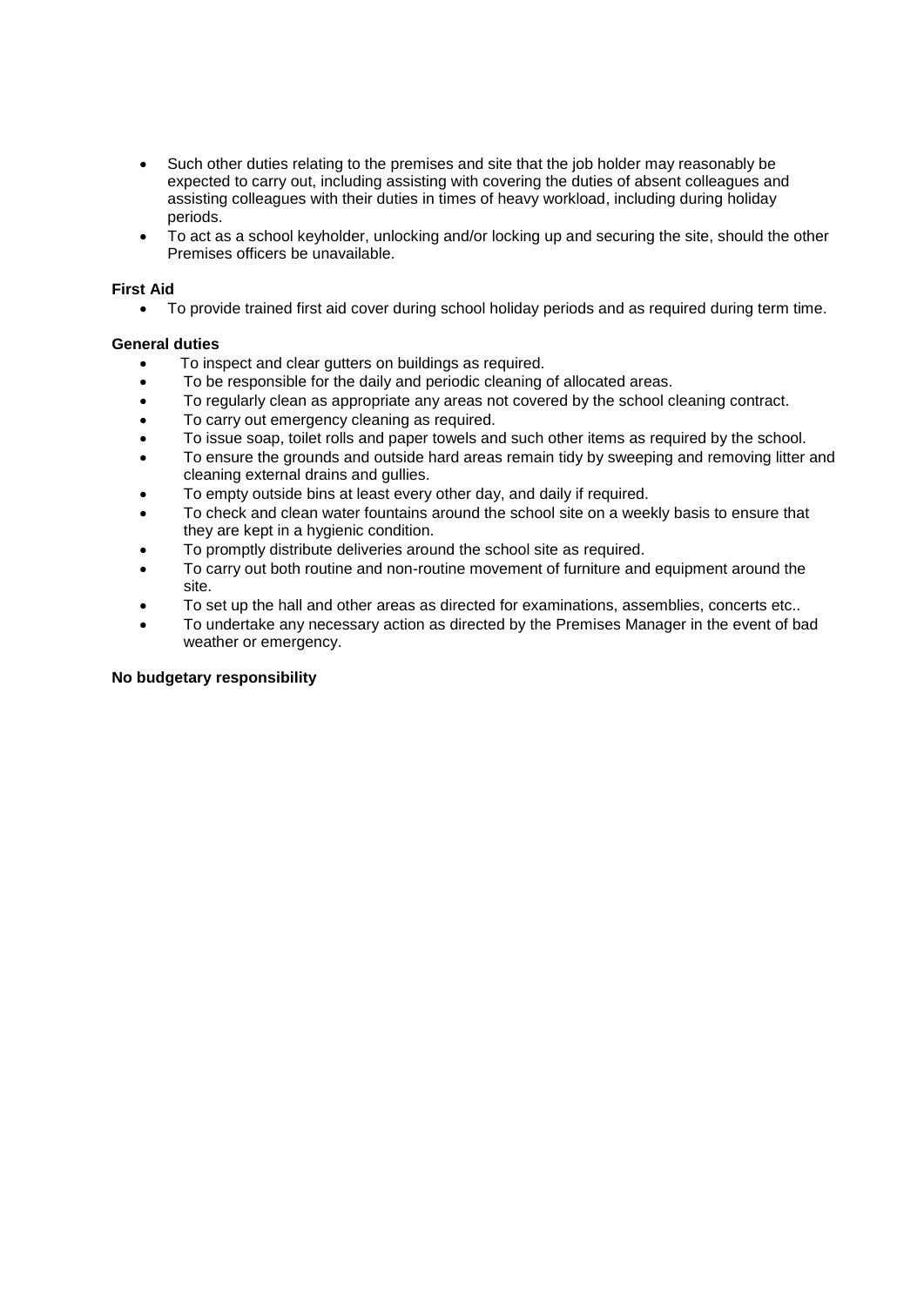- Such other duties relating to the premises and site that the job holder may reasonably be expected to carry out, including assisting with covering the duties of absent colleagues and assisting colleagues with their duties in times of heavy workload, including during holiday periods.
- To act as a school keyholder, unlocking and/or locking up and securing the site, should the other Premises officers be unavailable.

**First Aid**

- To provide trained first aid cover during school holiday periods and as required during term time.

**General duties**

- To inspect and clear gutters on buildings as required.
- To be responsible for the daily and periodic cleaning of allocated areas.
- To regularly clean as appropriate any areas not covered by the school cleaning contract.
- To carry out emergency cleaning as required.
- To issue soap, toilet rolls and paper towels and such other items as required by the school.
- To ensure the grounds and outside hard areas remain tidy by sweeping and removing litter and cleaning external drains and gullies.
- To empty outside bins at least every other day, and daily if required.
- To check and clean water fountains around the school site on a weekly basis to ensure that they are kept in a hygienic condition.
- To promptly distribute deliveries around the school site as required.
- To carry out both routine and non-routine movement of furniture and equipment around the site.
- To set up the hall and other areas as directed for examinations, assemblies, concerts etc..
- To undertake any necessary action as directed by the Premises Manager in the event of bad weather or emergency.

**No budgetary responsibility**